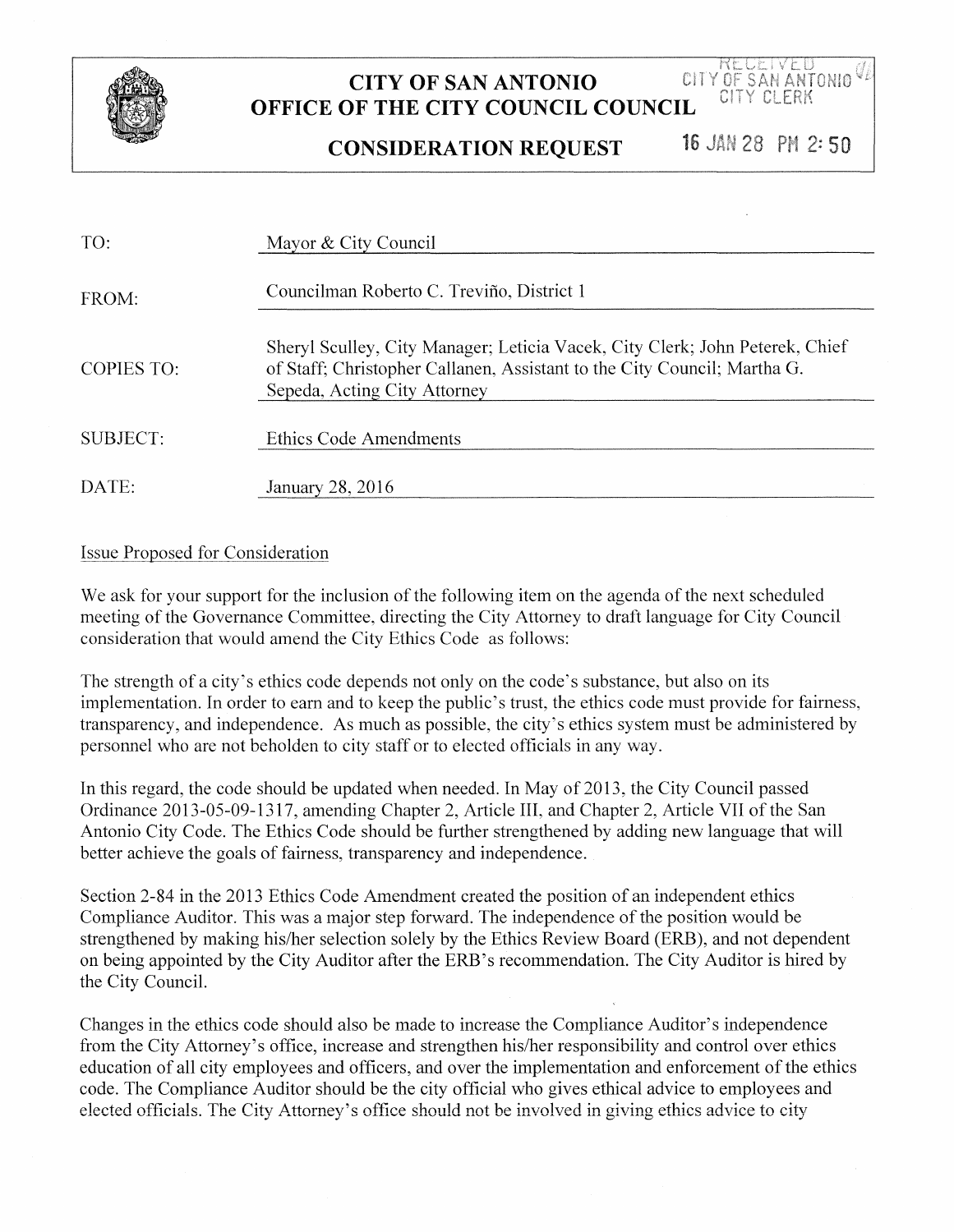# CITY OF SAN ANTONIO
## OFFICE OF THE CITY COUNCIL COUNCIL
## CONSIDERATION REQUEST

RECEIVED
CITY OF SAN ANTONIO
CITY CLERK
16 JAN 28 PM 2:50

| | |
|---|---|
| TO: | Mayor & City Council |
| FROM: | Councilman Roberto C. Treviño, District 1 |
| COPIES TO: | Sheryl Sculley, City Manager; Leticia Vacek, City Clerk; John Peterek, Chief of Staff; Christopher Callanen, Assistant to the City Council; Martha G. Sepeda, Acting City Attorney |
| SUBJECT: | Ethics Code Amendments |
| DATE: | January 28, 2016 |

Issue Proposed for Consideration

We ask for your support for the inclusion of the following item on the agenda of the next scheduled meeting of the Governance Committee, directing the City Attorney to draft language for City Council consideration that would amend the City Ethics Code as follows:

The strength of a city's ethics code depends not only on the code's substance, but also on its implementation. In order to earn and to keep the public's trust, the ethics code must provide for fairness, transparency, and independence. As much as possible, the city's ethics system must be administered by personnel who are not beholden to city staff or to elected officials in any way.

In this regard, the code should be updated when needed. In May of 2013, the City Council passed Ordinance 2013-05-09-1317, amending Chapter 2, Article III, and Chapter 2, Article VII of the San Antonio City Code. The Ethics Code should be further strengthened by adding new language that will better achieve the goals of fairness, transparency and independence.

Section 2-84 in the 2013 Ethics Code Amendment created the position of an independent ethics Compliance Auditor. This was a major step forward. The independence of the position would be strengthened by making his/her selection solely by the Ethics Review Board (ERB), and not dependent on being appointed by the City Auditor after the ERB's recommendation. The City Auditor is hired by the City Council.

Changes in the ethics code should also be made to increase the Compliance Auditor's independence from the City Attorney's office, increase and strengthen his/her responsibility and control over ethics education of all city employees and officers, and over the implementation and enforcement of the ethics code. The Compliance Auditor should be the city official who gives ethical advice to employees and elected officials. The City Attorney's office should not be involved in giving ethics advice to city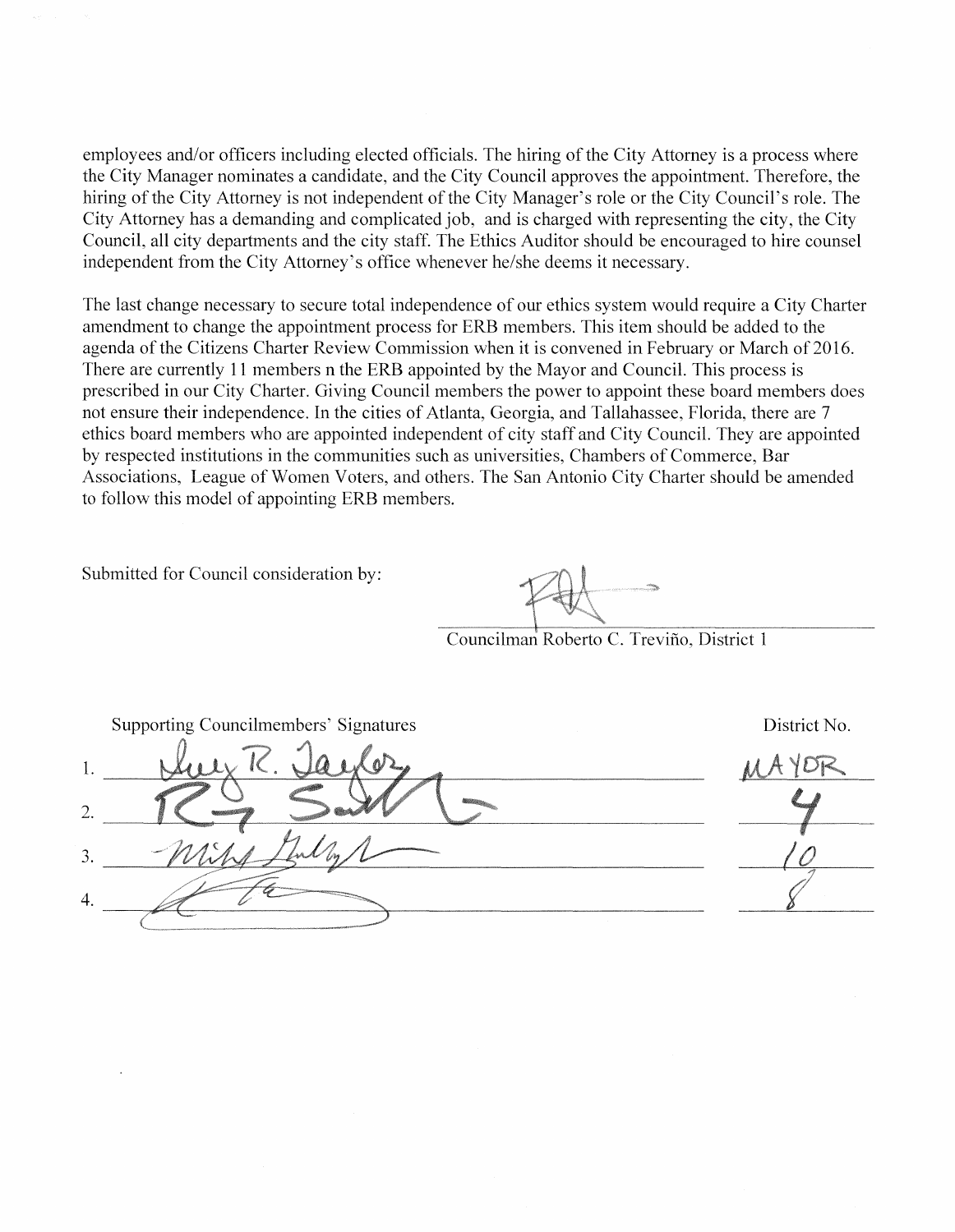employees and/or officers including elected officials. The hiring of the City Attorney is a process where the City Manager nominates a candidate, and the City Council approves the appointment. Therefore, the hiring of the City Attorney is not independent of the City Manager's role or the City Council's role. The City Attorney has a demanding and complicated job, and is charged with representing the city, the City Council, all city departments and the city staff. The Ethics Auditor should be encouraged to hire counsel independent from the City Attorney's office whenever he/she deems it necessary.

The last change necessary to secure total independence of our ethics system would require a City Charter amendment to change the appointment process for ERB members. This item should be added to the agenda of the Citizens Charter Review Commission when it is convened in February or March of 2016. There are currently 11 members n the ERB appointed by the Mayor and Council. This process is prescribed in our City Charter. Giving Council members the power to appoint these board members does not ensure their independence. In the cities of Atlanta, Georgia, and Tallahassee, Florida, there are 7 ethics board members who are appointed independent of city staff and City Council. They are appointed by respected institutions in the communities such as universities, Chambers of Commerce, Bar Associations, League of Women Voters, and others. The San Antonio City Charter should be amended to follow this model of appointing ERB members.

Submitted for Council consideration by:

[Signature]

Councilman Roberto C. Treviño, District 1

| Supporting Councilmembers' Signatures | District No. |
|---|---|
| 1. Ivy R. Taylor [signature] | MAYOR |
| 2. [signature] | 4 |
| 3. [signature] | 10 |
| 4. [signature] | 8 |